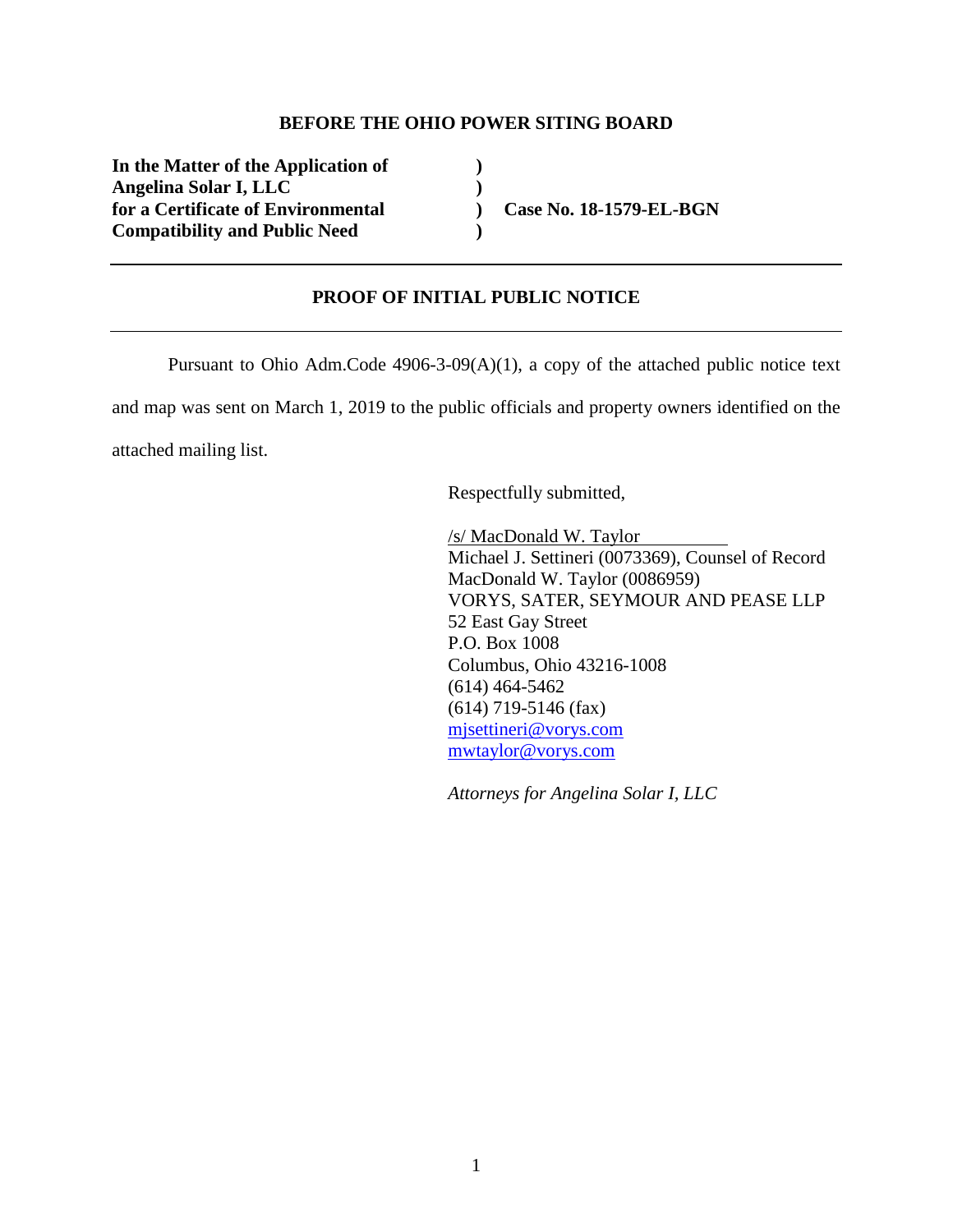**BEFORE THE OHIO POWER SITING BOARD**

| | | |
|---|---|---|
| **In the Matter of the Application of** | **)** | |
| **Angelina Solar I, LLC** | **)** | |
| **for a Certificate of Environmental** | **)** | **Case No. 18-1579-EL-BGN** |
| **Compatibility and Public Need** | **)** | |

---

## PROOF OF INITIAL PUBLIC NOTICE

---

Pursuant to Ohio Adm.Code 4906-3-09(A)(1), a copy of the attached public notice text and map was sent on March 1, 2019 to the public officials and property owners identified on the attached mailing list.

Respectfully submitted,

/s/ MacDonald W. Taylor
Michael J. Settineri (0073369), Counsel of Record
MacDonald W. Taylor (0086959)
VORYS, SATER, SEYMOUR AND PEASE LLP
52 East Gay Street
P.O. Box 1008
Columbus, Ohio 43216-1008
(614) 464-5462
(614) 719-5146 (fax)
mjsettineri@vorys.com
mwtaylor@vorys.com

*Attorneys for Angelina Solar I, LLC*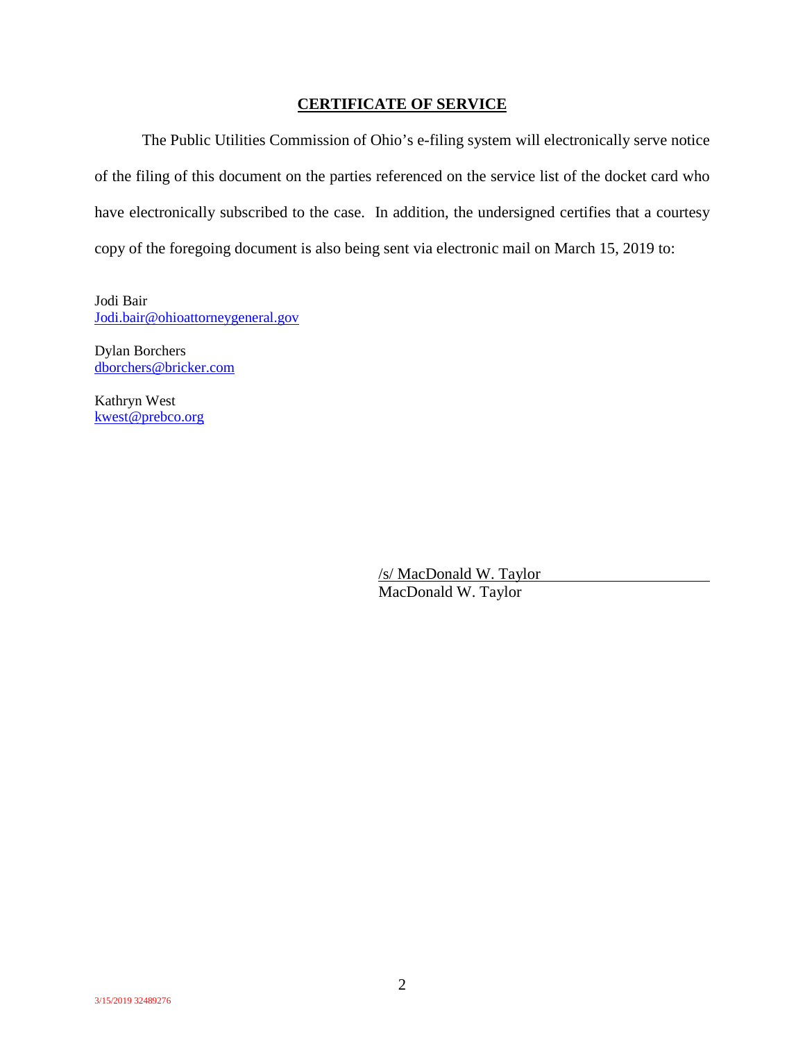## CERTIFICATE OF SERVICE

The Public Utilities Commission of Ohio's e-filing system will electronically serve notice of the filing of this document on the parties referenced on the service list of the docket card who have electronically subscribed to the case. In addition, the undersigned certifies that a courtesy copy of the foregoing document is also being sent via electronic mail on March 15, 2019 to:

Jodi Bair
Jodi.bair@ohioattorneygeneral.gov

Dylan Borchers
dborchers@bricker.com

Kathryn West
kwest@prebco.org

/s/ MacDonald W. Taylor
MacDonald W. Taylor

3/15/2019 32489276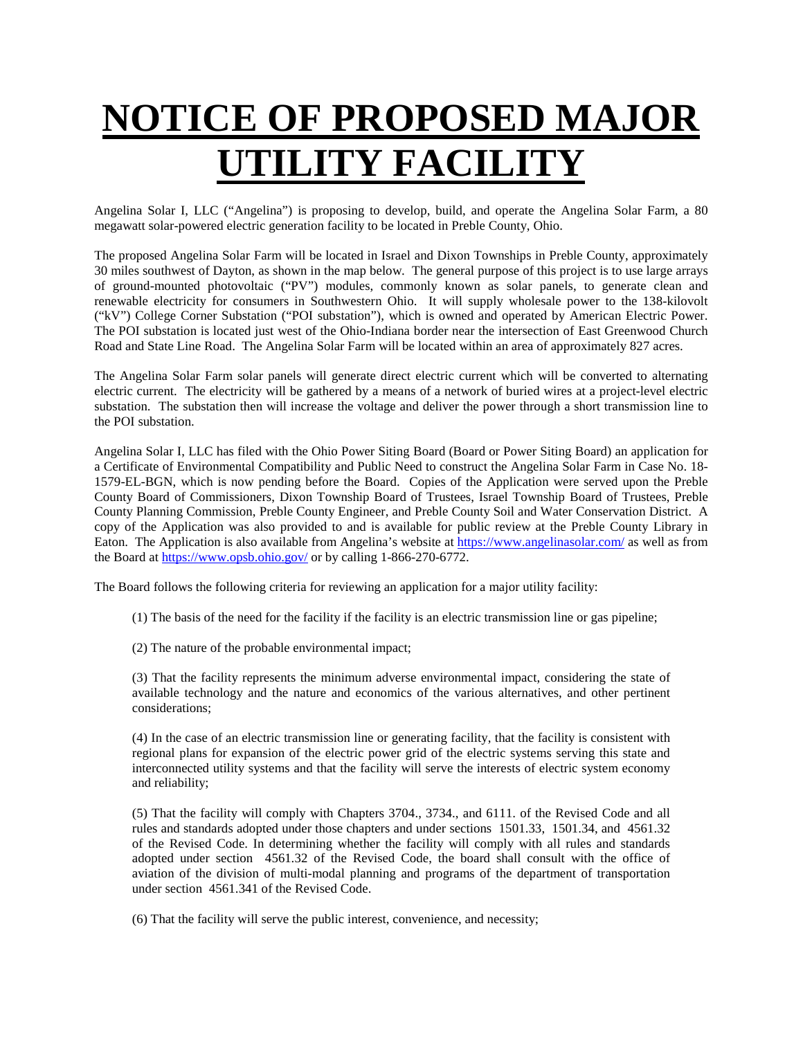# NOTICE OF PROPOSED MAJOR UTILITY FACILITY

Angelina Solar I, LLC ("Angelina") is proposing to develop, build, and operate the Angelina Solar Farm, a 80 megawatt solar-powered electric generation facility to be located in Preble County, Ohio.

The proposed Angelina Solar Farm will be located in Israel and Dixon Townships in Preble County, approximately 30 miles southwest of Dayton, as shown in the map below. The general purpose of this project is to use large arrays of ground-mounted photovoltaic ("PV") modules, commonly known as solar panels, to generate clean and renewable electricity for consumers in Southwestern Ohio. It will supply wholesale power to the 138-kilovolt ("kV") College Corner Substation ("POI substation"), which is owned and operated by American Electric Power. The POI substation is located just west of the Ohio-Indiana border near the intersection of East Greenwood Church Road and State Line Road. The Angelina Solar Farm will be located within an area of approximately 827 acres.

The Angelina Solar Farm solar panels will generate direct electric current which will be converted to alternating electric current. The electricity will be gathered by a means of a network of buried wires at a project-level electric substation. The substation then will increase the voltage and deliver the power through a short transmission line to the POI substation.

Angelina Solar I, LLC has filed with the Ohio Power Siting Board (Board or Power Siting Board) an application for a Certificate of Environmental Compatibility and Public Need to construct the Angelina Solar Farm in Case No. 18-1579-EL-BGN, which is now pending before the Board. Copies of the Application were served upon the Preble County Board of Commissioners, Dixon Township Board of Trustees, Israel Township Board of Trustees, Preble County Planning Commission, Preble County Engineer, and Preble County Soil and Water Conservation District. A copy of the Application was also provided to and is available for public review at the Preble County Library in Eaton. The Application is also available from Angelina's website at https://www.angelinasolar.com/ as well as from the Board at https://www.opsb.ohio.gov/ or by calling 1-866-270-6772.

The Board follows the following criteria for reviewing an application for a major utility facility:

(1) The basis of the need for the facility if the facility is an electric transmission line or gas pipeline;

(2) The nature of the probable environmental impact;

(3) That the facility represents the minimum adverse environmental impact, considering the state of available technology and the nature and economics of the various alternatives, and other pertinent considerations;

(4) In the case of an electric transmission line or generating facility, that the facility is consistent with regional plans for expansion of the electric power grid of the electric systems serving this state and interconnected utility systems and that the facility will serve the interests of electric system economy and reliability;

(5) That the facility will comply with Chapters 3704., 3734., and 6111. of the Revised Code and all rules and standards adopted under those chapters and under sections 1501.33, 1501.34, and 4561.32 of the Revised Code. In determining whether the facility will comply with all rules and standards adopted under section 4561.32 of the Revised Code, the board shall consult with the office of aviation of the division of multi-modal planning and programs of the department of transportation under section 4561.341 of the Revised Code.

(6) That the facility will serve the public interest, convenience, and necessity;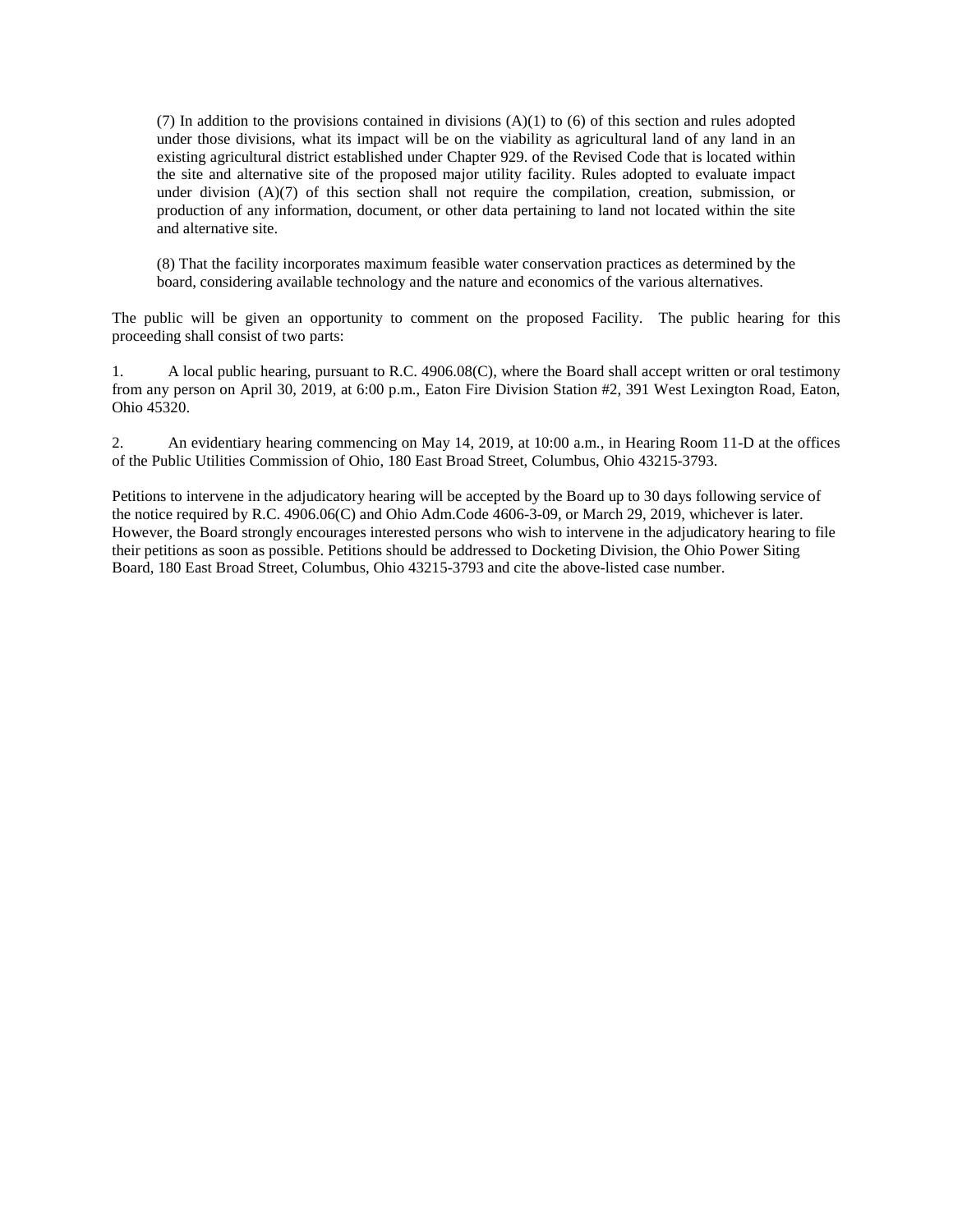(7) In addition to the provisions contained in divisions (A)(1) to (6) of this section and rules adopted under those divisions, what its impact will be on the viability as agricultural land of any land in an existing agricultural district established under Chapter 929. of the Revised Code that is located within the site and alternative site of the proposed major utility facility. Rules adopted to evaluate impact under division (A)(7) of this section shall not require the compilation, creation, submission, or production of any information, document, or other data pertaining to land not located within the site and alternative site.

(8) That the facility incorporates maximum feasible water conservation practices as determined by the board, considering available technology and the nature and economics of the various alternatives.

The public will be given an opportunity to comment on the proposed Facility. The public hearing for this proceeding shall consist of two parts:

1. A local public hearing, pursuant to R.C. 4906.08(C), where the Board shall accept written or oral testimony from any person on April 30, 2019, at 6:00 p.m., Eaton Fire Division Station #2, 391 West Lexington Road, Eaton, Ohio 45320.

2. An evidentiary hearing commencing on May 14, 2019, at 10:00 a.m., in Hearing Room 11-D at the offices of the Public Utilities Commission of Ohio, 180 East Broad Street, Columbus, Ohio 43215-3793.

Petitions to intervene in the adjudicatory hearing will be accepted by the Board up to 30 days following service of the notice required by R.C. 4906.06(C) and Ohio Adm.Code 4606-3-09, or March 29, 2019, whichever is later. However, the Board strongly encourages interested persons who wish to intervene in the adjudicatory hearing to file their petitions as soon as possible. Petitions should be addressed to Docketing Division, the Ohio Power Siting Board, 180 East Broad Street, Columbus, Ohio 43215-3793 and cite the above-listed case number.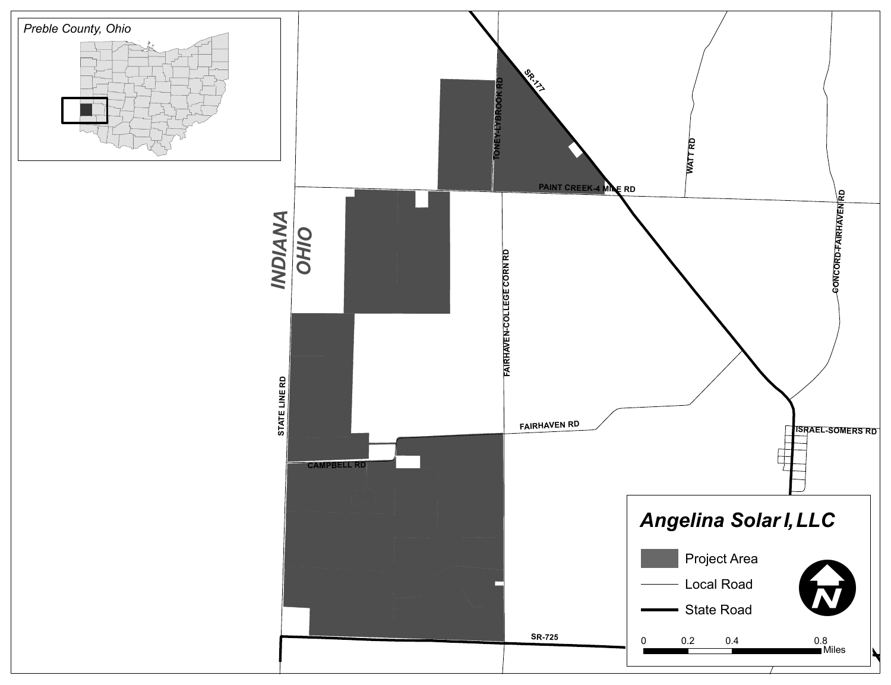*Preble County, Ohio*

INDIANA

OHIO

SR-177

TONEY-LYBROOK RD

WATT RD

PAINT CREEK-4 MILE RD

CONCORD-FAIRHAVEN RD

FAIRHAVEN-COLLEGE CORN RD

STATE LINE RD

FAIRHAVEN RD

ISRAEL-SOMERS RD

CAMPBELL RD

SR-725

## *Angelina Solar I, LLC*

- Project Area
- Local Road
- State Road

0 0.2 0.4 0.8 Miles

N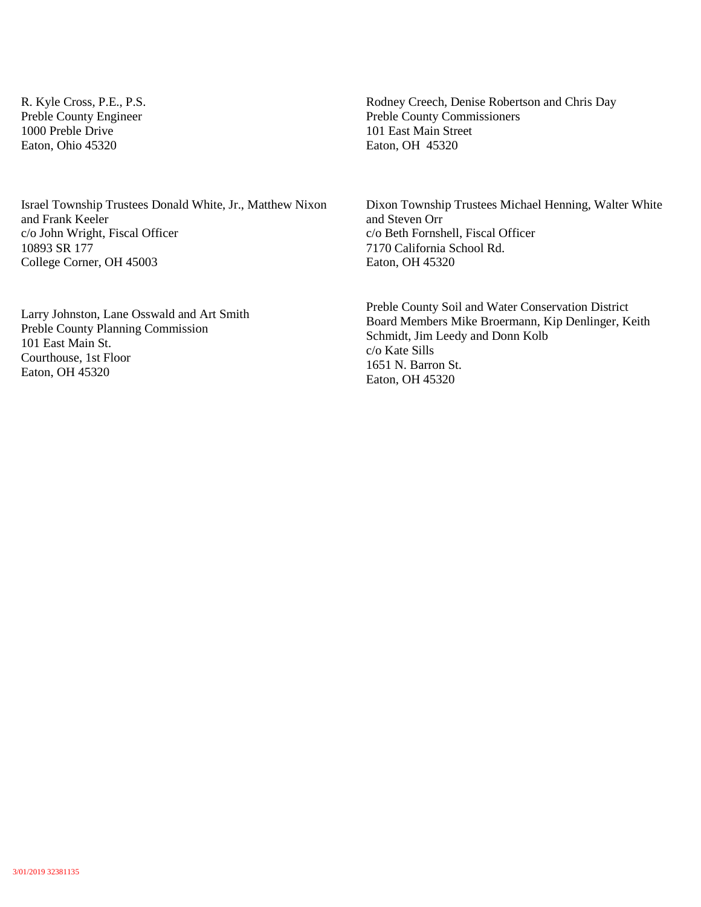R. Kyle Cross, P.E., P.S.
Preble County Engineer
1000 Preble Drive
Eaton, Ohio 45320

Rodney Creech, Denise Robertson and Chris Day
Preble County Commissioners
101 East Main Street
Eaton, OH 45320

Israel Township Trustees Donald White, Jr., Matthew Nixon and Frank Keeler
c/o John Wright, Fiscal Officer
10893 SR 177
College Corner, OH 45003

Dixon Township Trustees Michael Henning, Walter White and Steven Orr
c/o Beth Fornshell, Fiscal Officer
7170 California School Rd.
Eaton, OH 45320

Larry Johnston, Lane Osswald and Art Smith
Preble County Planning Commission
101 East Main St.
Courthouse, 1st Floor
Eaton, OH 45320

Preble County Soil and Water Conservation District Board Members Mike Broermann, Kip Denlinger, Keith Schmidt, Jim Leedy and Donn Kolb
c/o Kate Sills
1651 N. Barron St.
Eaton, OH 45320

3/01/2019 32381135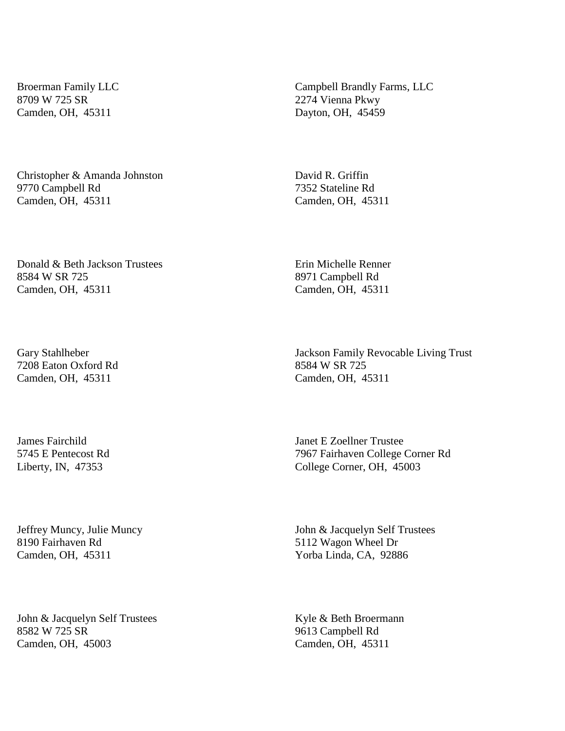Broerman Family LLC
8709 W 725 SR
Camden, OH,  45311

Campbell Brandly Farms, LLC
2274 Vienna Pkwy
Dayton, OH,  45459

Christopher & Amanda Johnston
9770 Campbell Rd
Camden, OH,  45311

David R. Griffin
7352 Stateline Rd
Camden, OH,  45311

Donald & Beth Jackson Trustees
8584 W SR 725
Camden, OH,  45311

Erin Michelle Renner
8971 Campbell Rd
Camden, OH,  45311

Gary Stahlheber
7208 Eaton Oxford Rd
Camden, OH,  45311

Jackson Family Revocable Living Trust
8584 W SR 725
Camden, OH,  45311

James Fairchild
5745 E Pentecost Rd
Liberty, IN,  47353

Janet E Zoellner Trustee
7967 Fairhaven College Corner Rd
College Corner, OH,  45003

Jeffrey Muncy, Julie Muncy
8190 Fairhaven Rd
Camden, OH,  45311

John & Jacquelyn Self Trustees
5112 Wagon Wheel Dr
Yorba Linda, CA,  92886

John & Jacquelyn Self Trustees
8582 W 725 SR
Camden, OH,  45003

Kyle & Beth Broermann
9613 Campbell Rd
Camden, OH,  45311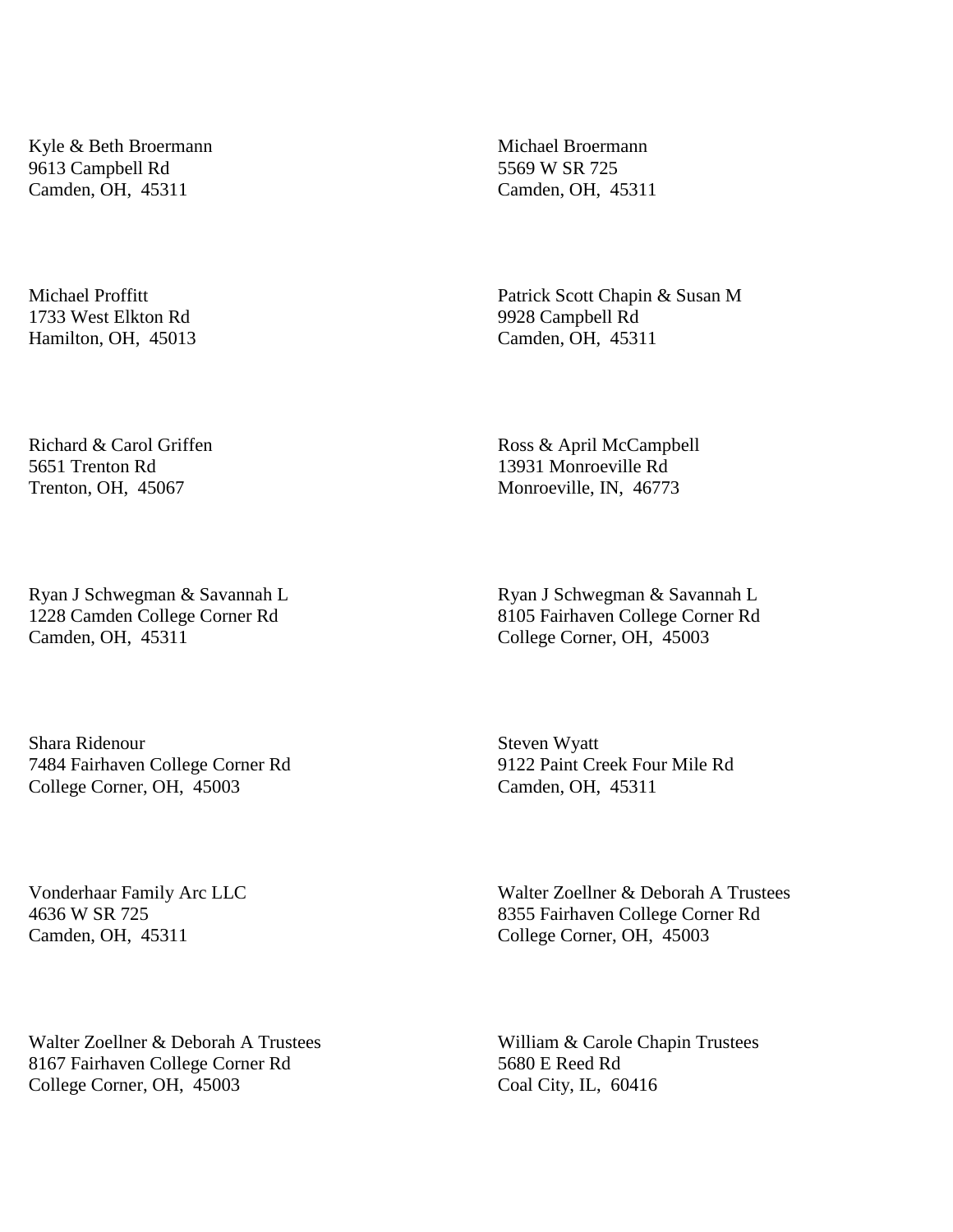Kyle & Beth Broermann
9613 Campbell Rd
Camden, OH, 45311

Michael Broermann
5569 W SR 725
Camden, OH, 45311

Michael Proffitt
1733 West Elkton Rd
Hamilton, OH, 45013

Patrick Scott Chapin & Susan M
9928 Campbell Rd
Camden, OH, 45311

Richard & Carol Griffen
5651 Trenton Rd
Trenton, OH, 45067

Ross & April McCampbell
13931 Monroeville Rd
Monroeville, IN, 46773

Ryan J Schwegman & Savannah L
1228 Camden College Corner Rd
Camden, OH, 45311

Ryan J Schwegman & Savannah L
8105 Fairhaven College Corner Rd
College Corner, OH, 45003

Shara Ridenour
7484 Fairhaven College Corner Rd
College Corner, OH, 45003

Steven Wyatt
9122 Paint Creek Four Mile Rd
Camden, OH, 45311

Vonderhaar Family Arc LLC
4636 W SR 725
Camden, OH, 45311

Walter Zoellner & Deborah A Trustees
8355 Fairhaven College Corner Rd
College Corner, OH, 45003

Walter Zoellner & Deborah A Trustees
8167 Fairhaven College Corner Rd
College Corner, OH, 45003

William & Carole Chapin Trustees
5680 E Reed Rd
Coal City, IL, 60416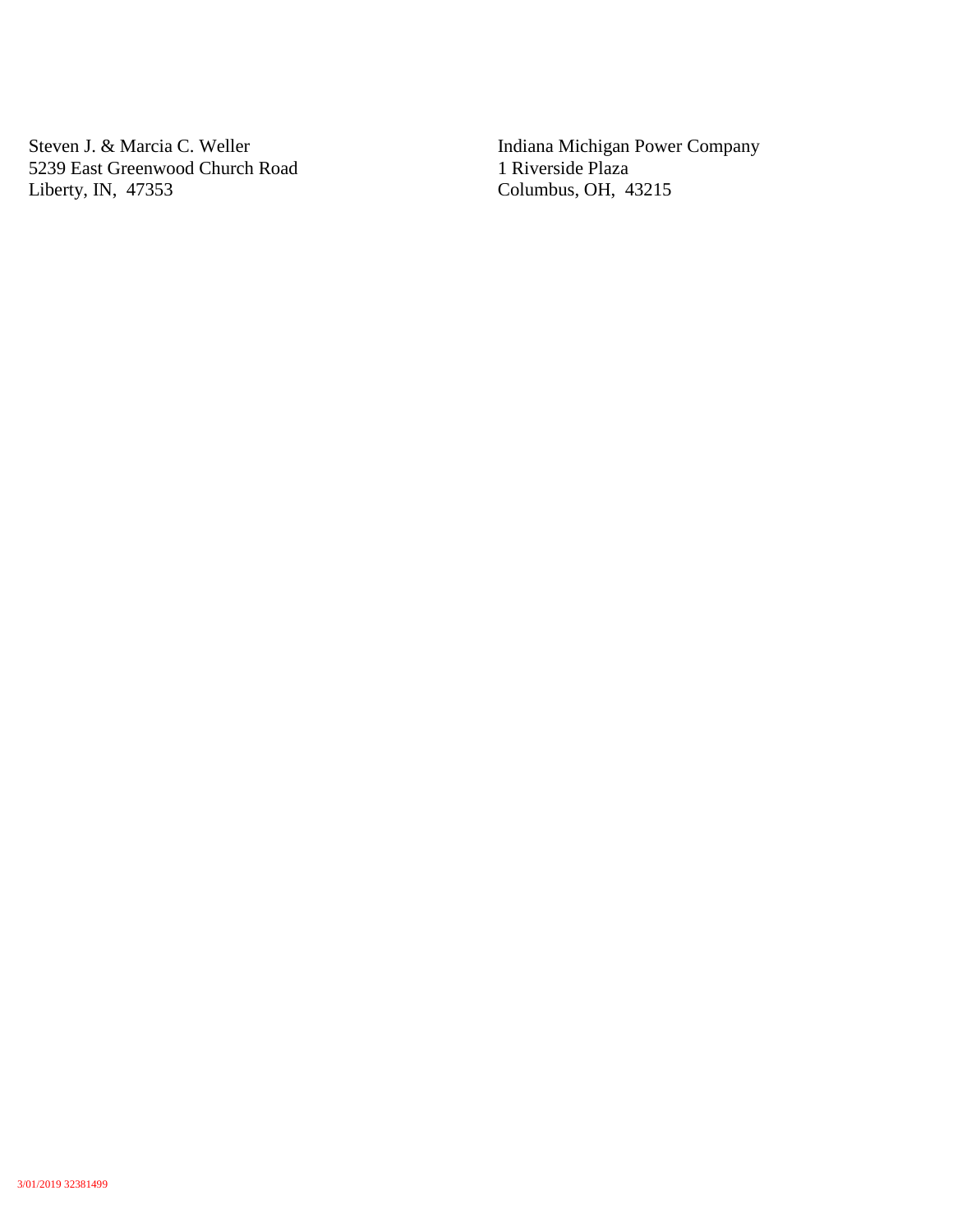Steven J. & Marcia C. Weller
5239 East Greenwood Church Road
Liberty, IN, 47353

Indiana Michigan Power Company
1 Riverside Plaza
Columbus, OH, 43215

3/01/2019 32381499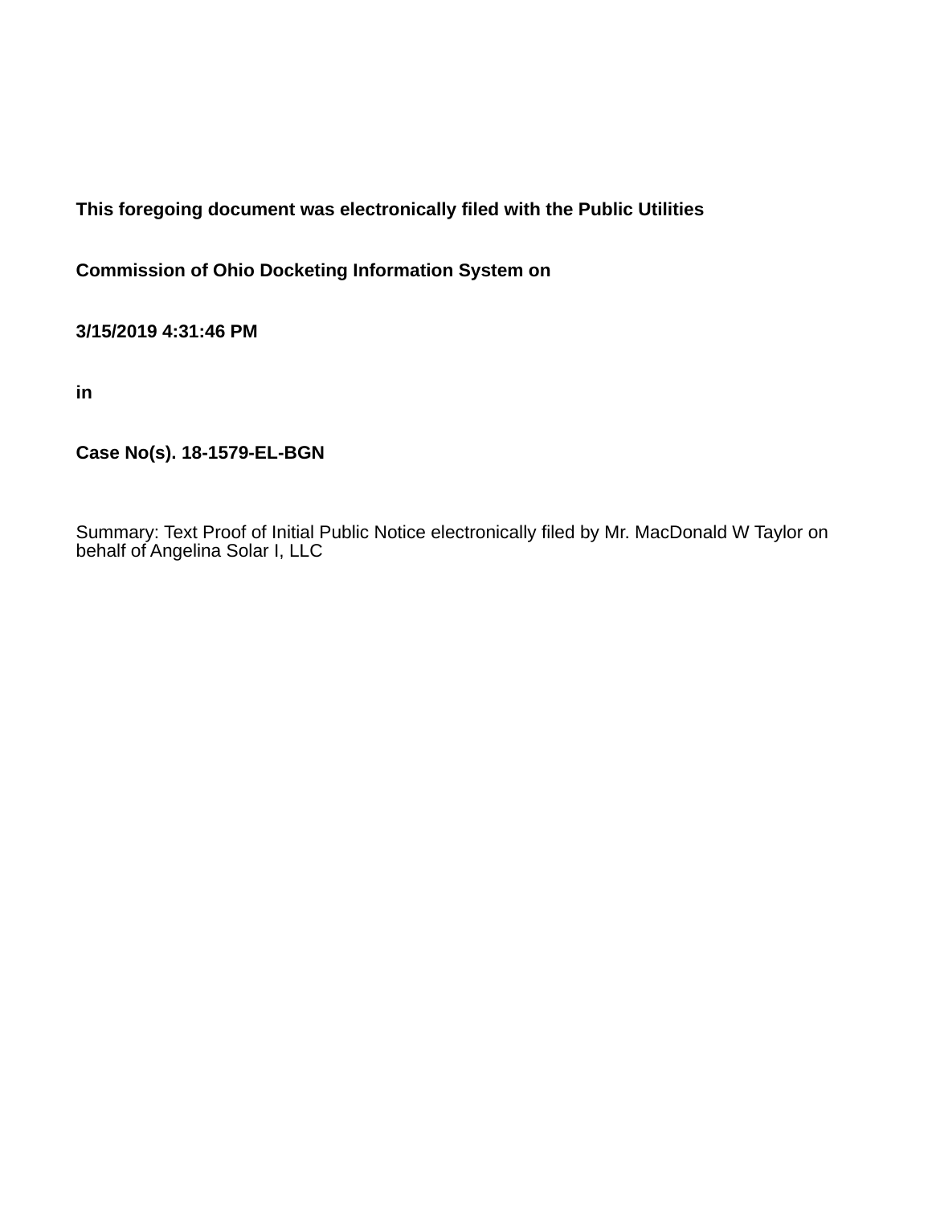**This foregoing document was electronically filed with the Public Utilities**

**Commission of Ohio Docketing Information System on**

**3/15/2019 4:31:46 PM**

**in**

**Case No(s). 18-1579-EL-BGN**

Summary: Text Proof of Initial Public Notice electronically filed by Mr. MacDonald W Taylor on behalf of Angelina Solar I, LLC